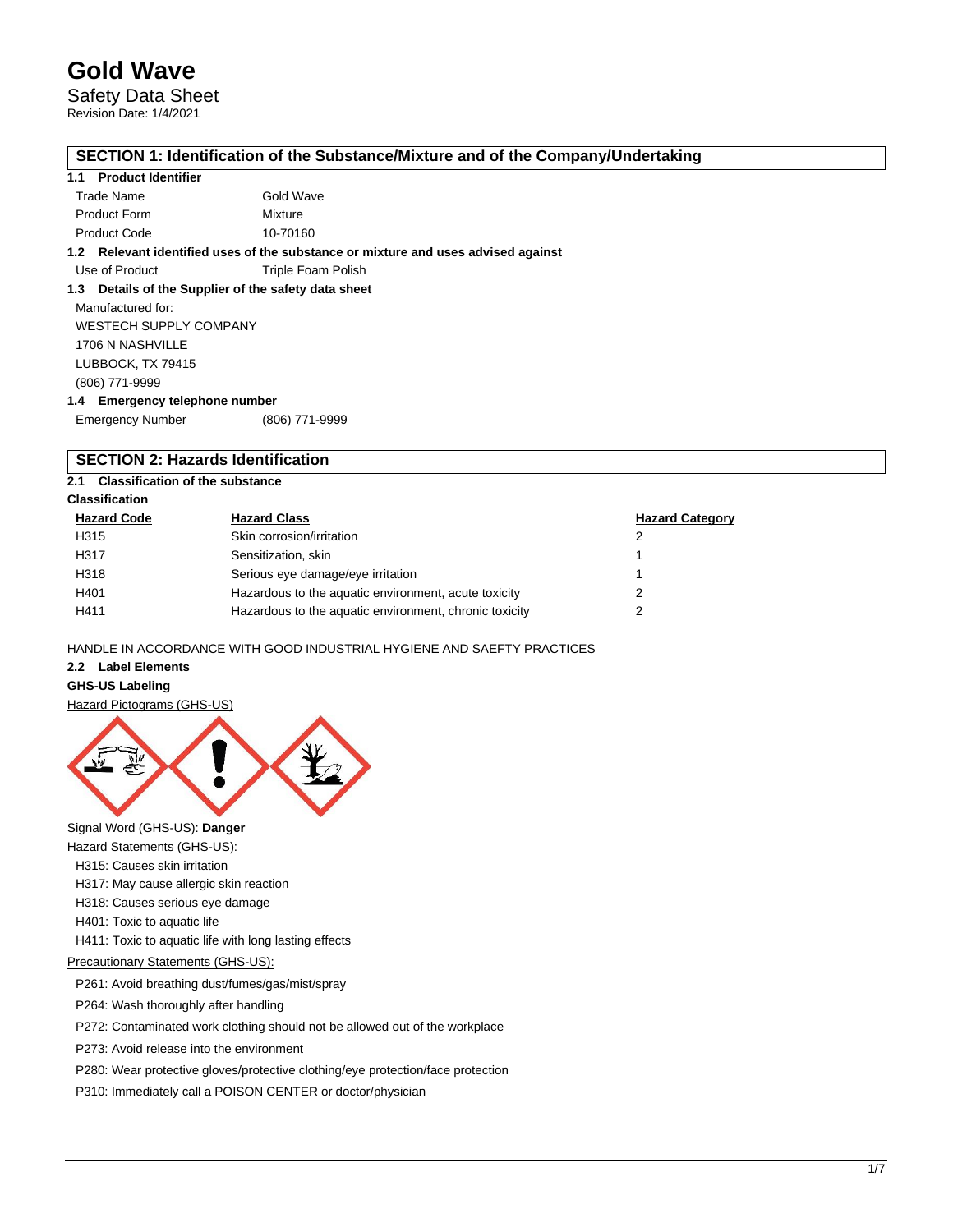# Gold Wave

Safety Data Sheet
Revision Date: 1/4/2021

## SECTION 1: Identification of the Substance/Mixture and of the Company/Undertaking

### 1.1 Product Identifier

| | |
|---|---|
| Trade Name | Gold Wave |
| Product Form | Mixture |
| Product Code | 10-70160 |

### 1.2 Relevant identified uses of the substance or mixture and uses advised against

| | |
|---|---|
| Use of Product | Triple Foam Polish |

### 1.3 Details of the Supplier of the safety data sheet

Manufactured for:
WESTECH SUPPLY COMPANY
1706 N NASHVILLE
LUBBOCK, TX 79415
(806) 771-9999

### 1.4 Emergency telephone number

| | |
|---|---|
| Emergency Number | (806) 771-9999 |

## SECTION 2: Hazards Identification

### 2.1 Classification of the substance

**Classification**

| Hazard Code | Hazard Class | Hazard Category |
|---|---|---|
| H315 | Skin corrosion/irritation | 2 |
| H317 | Sensitization, skin | 1 |
| H318 | Serious eye damage/eye irritation | 1 |
| H401 | Hazardous to the aquatic environment, acute toxicity | 2 |
| H411 | Hazardous to the aquatic environment, chronic toxicity | 2 |

HANDLE IN ACCORDANCE WITH GOOD INDUSTRIAL HYGIENE AND SAEFTY PRACTICES

### 2.2 Label Elements

**GHS-US Labeling**

Hazard Pictograms (GHS-US)

Signal Word (GHS-US): **Danger**

Hazard Statements (GHS-US):

H315: Causes skin irritation
H317: May cause allergic skin reaction
H318: Causes serious eye damage
H401: Toxic to aquatic life
H411: Toxic to aquatic life with long lasting effects

Precautionary Statements (GHS-US):

P261: Avoid breathing dust/fumes/gas/mist/spray
P264: Wash thoroughly after handling
P272: Contaminated work clothing should not be allowed out of the workplace
P273: Avoid release into the environment
P280: Wear protective gloves/protective clothing/eye protection/face protection
P310: Immediately call a POISON CENTER or doctor/physician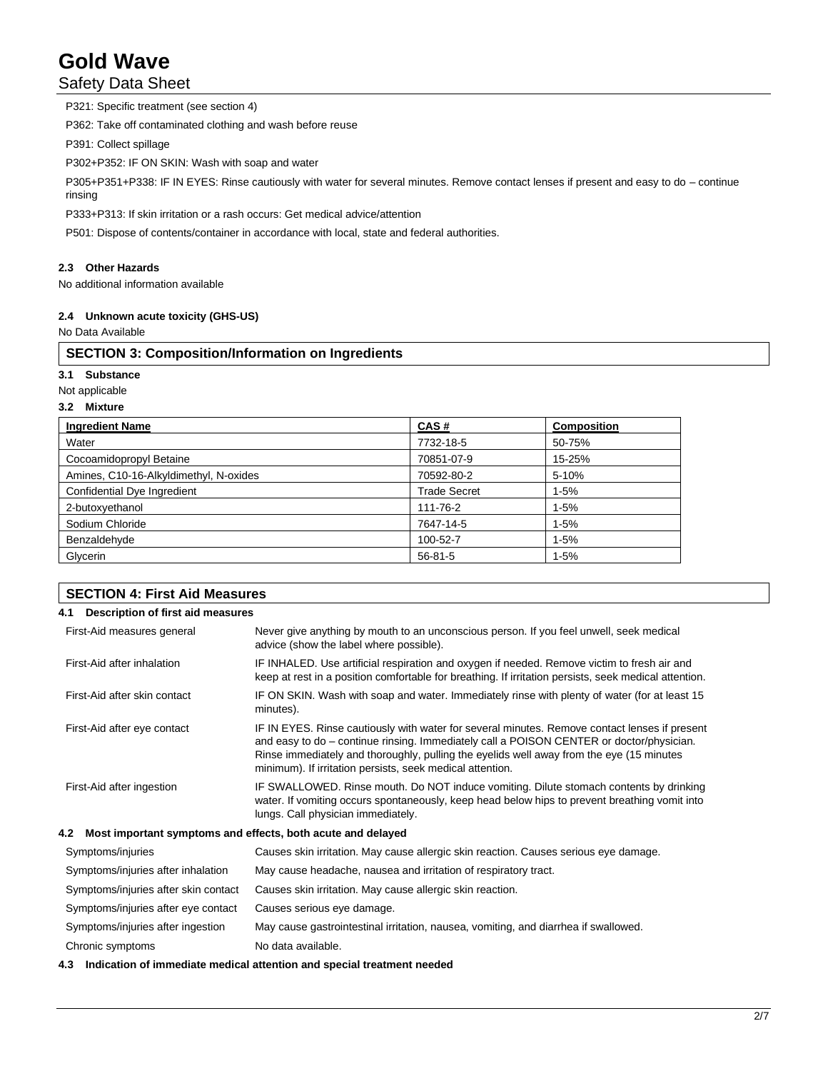P321: Specific treatment (see section 4)

P362: Take off contaminated clothing and wash before reuse

P391: Collect spillage

P302+P352: IF ON SKIN: Wash with soap and water

P305+P351+P338: IF IN EYES: Rinse cautiously with water for several minutes. Remove contact lenses if present and easy to do – continue rinsing

P333+P313: If skin irritation or a rash occurs: Get medical advice/attention

P501: Dispose of contents/container in accordance with local, state and federal authorities.

**2.3 Other Hazards**

No additional information available

**2.4 Unknown acute toxicity (GHS-US)**

No Data Available

## SECTION 3: Composition/Information on Ingredients

**3.1 Substance**

Not applicable

**3.2 Mixture**

| Ingredient Name | CAS # | Composition |
|---|---|---|
| Water | 7732-18-5 | 50-75% |
| Cocoamidopropyl Betaine | 70851-07-9 | 15-25% |
| Amines, C10-16-Alkyldimethyl, N-oxides | 70592-80-2 | 5-10% |
| Confidential Dye Ingredient | Trade Secret | 1-5% |
| 2-butoxyethanol | 111-76-2 | 1-5% |
| Sodium Chloride | 7647-14-5 | 1-5% |
| Benzaldehyde | 100-52-7 | 1-5% |
| Glycerin | 56-81-5 | 1-5% |

## SECTION 4: First Aid Measures

**4.1 Description of first aid measures**

| | |
|---|---|
| First-Aid measures general | Never give anything by mouth to an unconscious person. If you feel unwell, seek medical advice (show the label where possible). |
| First-Aid after inhalation | IF INHALED. Use artificial respiration and oxygen if needed. Remove victim to fresh air and keep at rest in a position comfortable for breathing. If irritation persists, seek medical attention. |
| First-Aid after skin contact | IF ON SKIN. Wash with soap and water. Immediately rinse with plenty of water (for at least 15 minutes). |
| First-Aid after eye contact | IF IN EYES. Rinse cautiously with water for several minutes. Remove contact lenses if present and easy to do – continue rinsing. Immediately call a POISON CENTER or doctor/physician. Rinse immediately and thoroughly, pulling the eyelids well away from the eye (15 minutes minimum). If irritation persists, seek medical attention. |
| First-Aid after ingestion | IF SWALLOWED. Rinse mouth. Do NOT induce vomiting. Dilute stomach contents by drinking water. If vomiting occurs spontaneously, keep head below hips to prevent breathing vomit into lungs. Call physician immediately. |

**4.2 Most important symptoms and effects, both acute and delayed**

| | |
|---|---|
| Symptoms/injuries | Causes skin irritation. May cause allergic skin reaction. Causes serious eye damage. |
| Symptoms/injuries after inhalation | May cause headache, nausea and irritation of respiratory tract. |
| Symptoms/injuries after skin contact | Causes skin irritation. May cause allergic skin reaction. |
| Symptoms/injuries after eye contact | Causes serious eye damage. |
| Symptoms/injuries after ingestion | May cause gastrointestinal irritation, nausea, vomiting, and diarrhea if swallowed. |
| Chronic symptoms | No data available. |

**4.3 Indication of immediate medical attention and special treatment needed**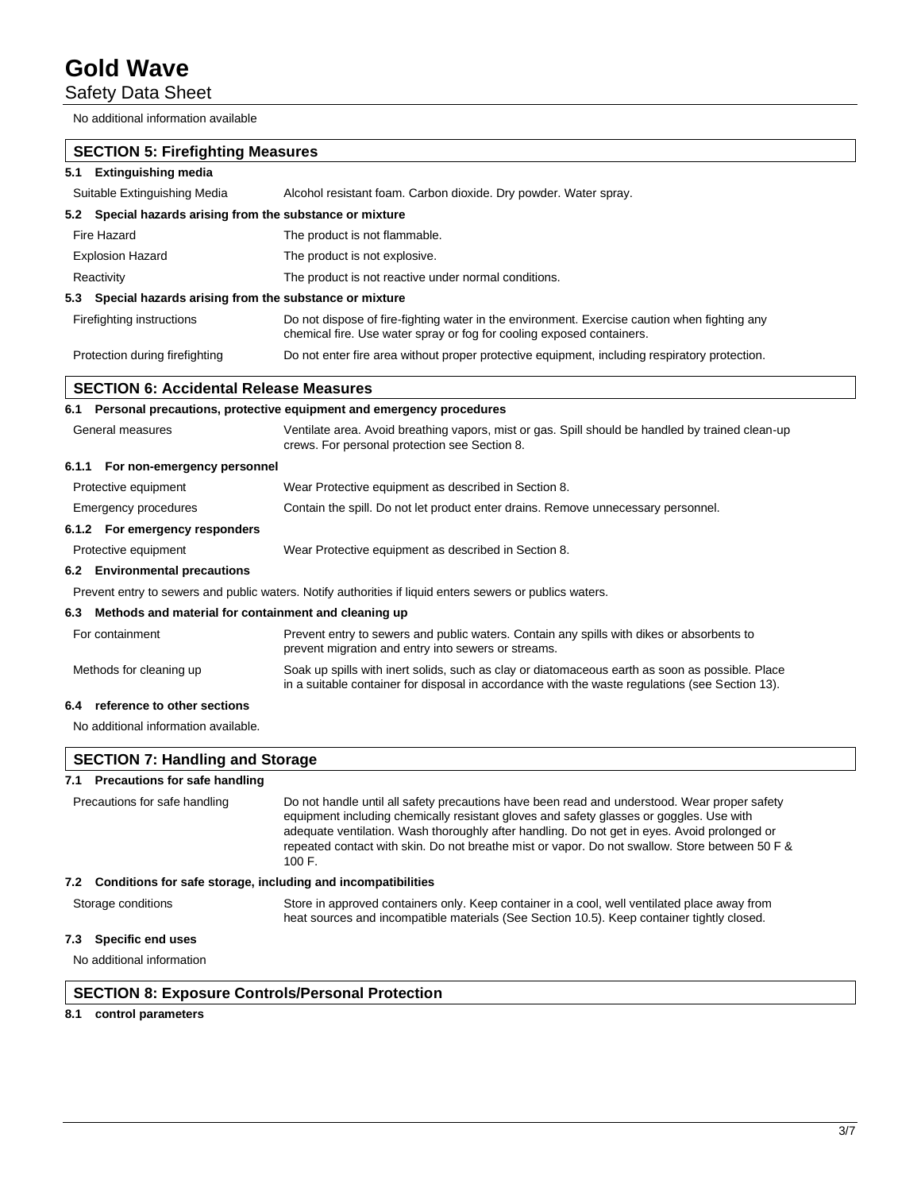No additional information available

## SECTION 5: Firefighting Measures

### 5.1 Extinguishing media

| | |
|---|---|
| Suitable Extinguishing Media | Alcohol resistant foam. Carbon dioxide. Dry powder. Water spray. |

### 5.2 Special hazards arising from the substance or mixture

| | |
|---|---|
| Fire Hazard | The product is not flammable. |
| Explosion Hazard | The product is not explosive. |
| Reactivity | The product is not reactive under normal conditions. |

### 5.3 Special hazards arising from the substance or mixture

| | |
|---|---|
| Firefighting instructions | Do not dispose of fire-fighting water in the environment. Exercise caution when fighting any chemical fire. Use water spray or fog for cooling exposed containers. |
| Protection during firefighting | Do not enter fire area without proper protective equipment, including respiratory protection. |

## SECTION 6: Accidental Release Measures

### 6.1 Personal precautions, protective equipment and emergency procedures

| | |
|---|---|
| General measures | Ventilate area. Avoid breathing vapors, mist or gas. Spill should be handled by trained clean-up crews. For personal protection see Section 8. |

### 6.1.1 For non-emergency personnel

| | |
|---|---|
| Protective equipment | Wear Protective equipment as described in Section 8. |
| Emergency procedures | Contain the spill. Do not let product enter drains. Remove unnecessary personnel. |

### 6.1.2 For emergency responders

| | |
|---|---|
| Protective equipment | Wear Protective equipment as described in Section 8. |

### 6.2 Environmental precautions

Prevent entry to sewers and public waters. Notify authorities if liquid enters sewers or publics waters.

### 6.3 Methods and material for containment and cleaning up

| | |
|---|---|
| For containment | Prevent entry to sewers and public waters. Contain any spills with dikes or absorbents to prevent migration and entry into sewers or streams. |
| Methods for cleaning up | Soak up spills with inert solids, such as clay or diatomaceous earth as soon as possible. Place in a suitable container for disposal in accordance with the waste regulations (see Section 13). |

### 6.4 reference to other sections

No additional information available.

## SECTION 7: Handling and Storage

### 7.1 Precautions for safe handling

| | |
|---|---|
| Precautions for safe handling | Do not handle until all safety precautions have been read and understood. Wear proper safety equipment including chemically resistant gloves and safety glasses or goggles. Use with adequate ventilation. Wash thoroughly after handling. Do not get in eyes. Avoid prolonged or repeated contact with skin. Do not breathe mist or vapor. Do not swallow. Store between 50 F & 100 F. |

### 7.2 Conditions for safe storage, including and incompatibilities

| | |
|---|---|
| Storage conditions | Store in approved containers only. Keep container in a cool, well ventilated place away from heat sources and incompatible materials (See Section 10.5). Keep container tightly closed. |

### 7.3 Specific end uses

No additional information

## SECTION 8: Exposure Controls/Personal Protection

### 8.1 control parameters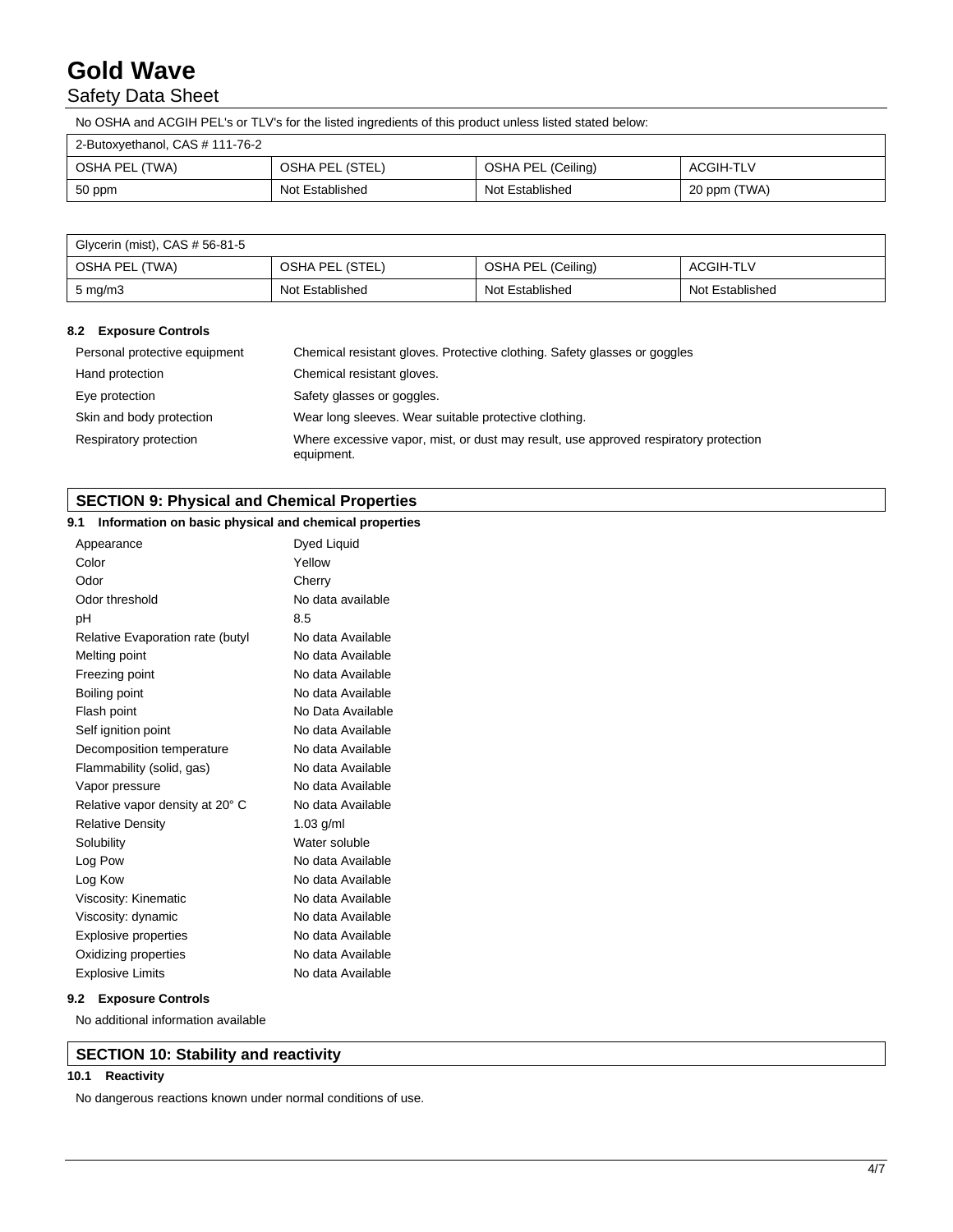No OSHA and ACGIH PEL's or TLV's for the listed ingredients of this product unless listed stated below:

| 2-Butoxyethanol, CAS # 111-76-2 | | | |
|---|---|---|---|
| OSHA PEL (TWA) | OSHA PEL (STEL) | OSHA PEL (Ceiling) | ACGIH-TLV |
| 50 ppm | Not Established | Not Established | 20 ppm (TWA) |

| Glycerin (mist), CAS # 56-81-5 | | | |
|---|---|---|---|
| OSHA PEL (TWA) | OSHA PEL (STEL) | OSHA PEL (Ceiling) | ACGIH-TLV |
| 5 mg/m3 | Not Established | Not Established | Not Established |

### 8.2 Exposure Controls

| | |
|---|---|
| Personal protective equipment | Chemical resistant gloves. Protective clothing. Safety glasses or goggles |
| Hand protection | Chemical resistant gloves. |
| Eye protection | Safety glasses or goggles. |
| Skin and body protection | Wear long sleeves. Wear suitable protective clothing. |
| Respiratory protection | Where excessive vapor, mist, or dust may result, use approved respiratory protection equipment. |

## SECTION 9: Physical and Chemical Properties

### 9.1 Information on basic physical and chemical properties

| | |
|---|---|
| Appearance | Dyed Liquid |
| Color | Yellow |
| Odor | Cherry |
| Odor threshold | No data available |
| pH | 8.5 |
| Relative Evaporation rate (butyl | No data Available |
| Melting point | No data Available |
| Freezing point | No data Available |
| Boiling point | No data Available |
| Flash point | No Data Available |
| Self ignition point | No data Available |
| Decomposition temperature | No data Available |
| Flammability (solid, gas) | No data Available |
| Vapor pressure | No data Available |
| Relative vapor density at 20° C | No data Available |
| Relative Density | 1.03 g/ml |
| Solubility | Water soluble |
| Log Pow | No data Available |
| Log Kow | No data Available |
| Viscosity: Kinematic | No data Available |
| Viscosity: dynamic | No data Available |
| Explosive properties | No data Available |
| Oxidizing properties | No data Available |
| Explosive Limits | No data Available |

### 9.2 Exposure Controls

No additional information available

## SECTION 10: Stability and reactivity

### 10.1 Reactivity

No dangerous reactions known under normal conditions of use.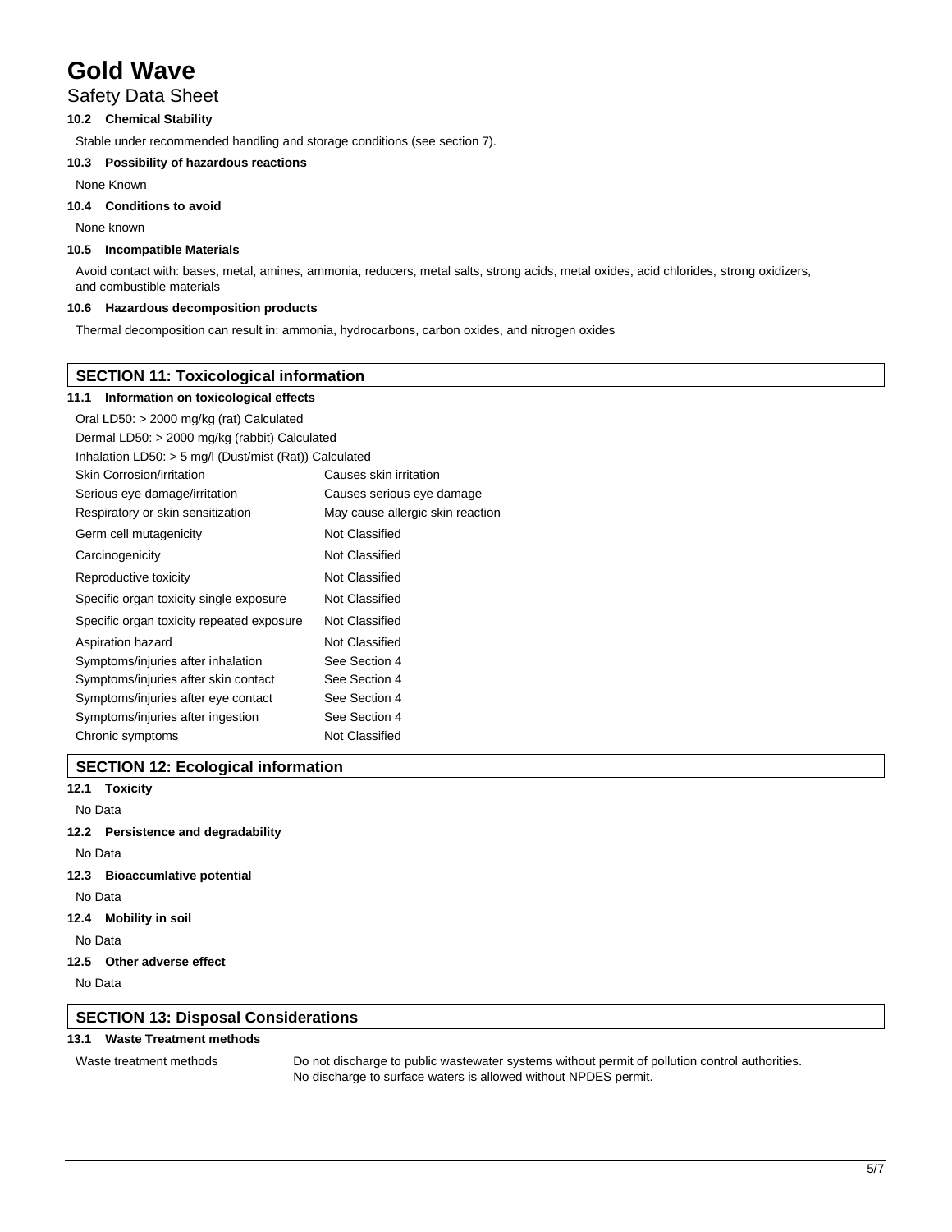**10.2 Chemical Stability**

Stable under recommended handling and storage conditions (see section 7).

**10.3 Possibility of hazardous reactions**

None Known

**10.4 Conditions to avoid**

None known

**10.5 Incompatible Materials**

Avoid contact with: bases, metal, amines, ammonia, reducers, metal salts, strong acids, metal oxides, acid chlorides, strong oxidizers, and combustible materials

**10.6 Hazardous decomposition products**

Thermal decomposition can result in: ammonia, hydrocarbons, carbon oxides, and nitrogen oxides

## SECTION 11: Toxicological information

**11.1 Information on toxicological effects**

Oral LD50: > 2000 mg/kg (rat) Calculated

Dermal LD50: > 2000 mg/kg (rabbit) Calculated

Inhalation LD50: > 5 mg/l (Dust/mist (Rat)) Calculated

| | |
|---|---|
| Skin Corrosion/irritation | Causes skin irritation |
| Serious eye damage/irritation | Causes serious eye damage |
| Respiratory or skin sensitization | May cause allergic skin reaction |
| Germ cell mutagenicity | Not Classified |
| Carcinogenicity | Not Classified |
| Reproductive toxicity | Not Classified |
| Specific organ toxicity single exposure | Not Classified |
| Specific organ toxicity repeated exposure | Not Classified |
| Aspiration hazard | Not Classified |
| Symptoms/injuries after inhalation | See Section 4 |
| Symptoms/injuries after skin contact | See Section 4 |
| Symptoms/injuries after eye contact | See Section 4 |
| Symptoms/injuries after ingestion | See Section 4 |
| Chronic symptoms | Not Classified |

## SECTION 12: Ecological information

**12.1 Toxicity**

No Data

**12.2 Persistence and degradability**

No Data

**12.3 Bioaccumlative potential**

No Data

**12.4 Mobility in soil**

No Data

**12.5 Other adverse effect**

No Data

## SECTION 13: Disposal Considerations

**13.1 Waste Treatment methods**

| | |
|---|---|
| Waste treatment methods | Do not discharge to public wastewater systems without permit of pollution control authorities. No discharge to surface waters is allowed without NPDES permit. |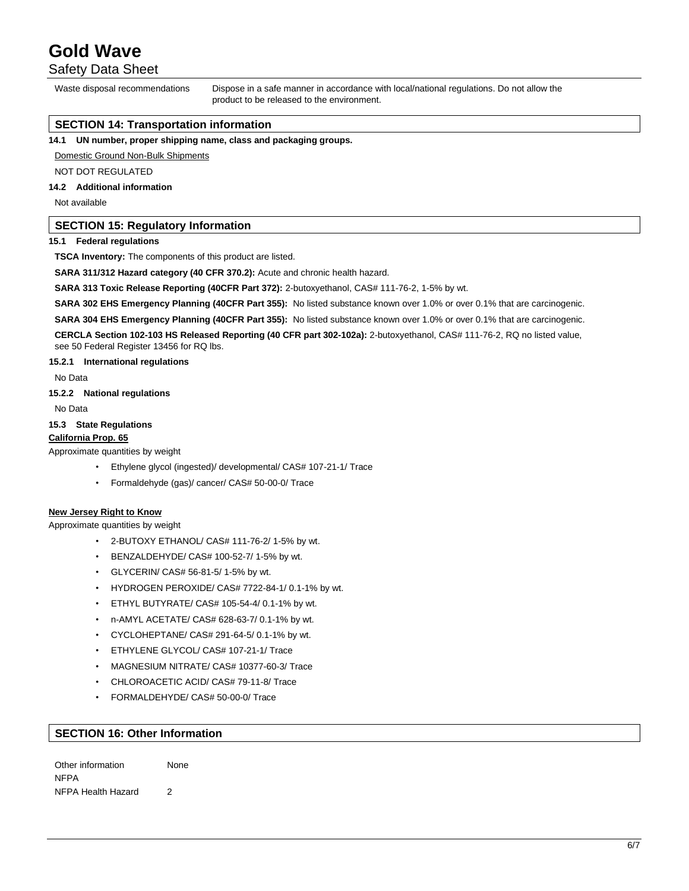| | |
|---|---|
| Waste disposal recommendations | Dispose in a safe manner in accordance with local/national regulations. Do not allow the product to be released to the environment. |

## SECTION 14: Transportation information

**14.1 UN number, proper shipping name, class and packaging groups.**

Domestic Ground Non-Bulk Shipments

NOT DOT REGULATED

**14.2 Additional information**

Not available

## SECTION 15: Regulatory Information

**15.1 Federal regulations**

**TSCA Inventory:** The components of this product are listed.

**SARA 311/312 Hazard category (40 CFR 370.2):** Acute and chronic health hazard.

**SARA 313 Toxic Release Reporting (40CFR Part 372):** 2-butoxyethanol, CAS# 111-76-2, 1-5% by wt.

**SARA 302 EHS Emergency Planning (40CFR Part 355):** No listed substance known over 1.0% or over 0.1% that are carcinogenic.

**SARA 304 EHS Emergency Planning (40CFR Part 355):** No listed substance known over 1.0% or over 0.1% that are carcinogenic.

**CERCLA Section 102-103 HS Released Reporting (40 CFR part 302-102a):** 2-butoxyethanol, CAS# 111-76-2, RQ no listed value, see 50 Federal Register 13456 for RQ lbs.

**15.2.1 International regulations**

No Data

**15.2.2 National regulations**

No Data

**15.3 State Regulations**

**California Prop. 65**

Approximate quantities by weight

- Ethylene glycol (ingested)/ developmental/ CAS# 107-21-1/ Trace
- Formaldehyde (gas)/ cancer/ CAS# 50-00-0/ Trace

**New Jersey Right to Know**

Approximate quantities by weight

- 2-BUTOXY ETHANOL/ CAS# 111-76-2/ 1-5% by wt.
- BENZALDEHYDE/ CAS# 100-52-7/ 1-5% by wt.
- GLYCERIN/ CAS# 56-81-5/ 1-5% by wt.
- HYDROGEN PEROXIDE/ CAS# 7722-84-1/ 0.1-1% by wt.
- ETHYL BUTYRATE/ CAS# 105-54-4/ 0.1-1% by wt.
- n-AMYL ACETATE/ CAS# 628-63-7/ 0.1-1% by wt.
- CYCLOHEPTANE/ CAS# 291-64-5/ 0.1-1% by wt.
- ETHYLENE GLYCOL/ CAS# 107-21-1/ Trace
- MAGNESIUM NITRATE/ CAS# 10377-60-3/ Trace
- CHLOROACETIC ACID/ CAS# 79-11-8/ Trace
- FORMALDEHYDE/ CAS# 50-00-0/ Trace

## SECTION 16: Other Information

| | |
|---|---|
| Other information | None |
| NFPA | |
| NFPA Health Hazard | 2 |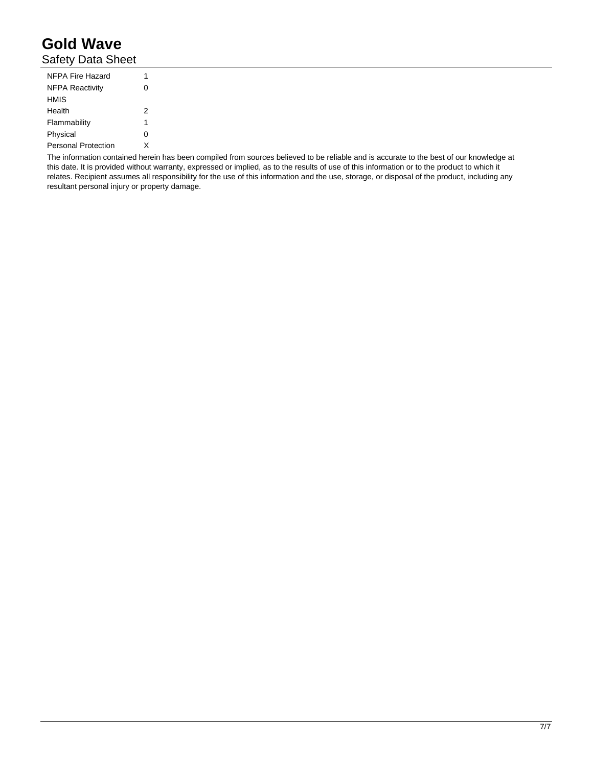| | |
|---|---|
| NFPA Fire Hazard | 1 |
| NFPA Reactivity | 0 |
| HMIS | |
| Health | 2 |
| Flammability | 1 |
| Physical | 0 |
| Personal Protection | X |

The information contained herein has been compiled from sources believed to be reliable and is accurate to the best of our knowledge at this date. It is provided without warranty, expressed or implied, as to the results of use of this information or to the product to which it relates. Recipient assumes all responsibility for the use of this information and the use, storage, or disposal of the product, including any resultant personal injury or property damage.